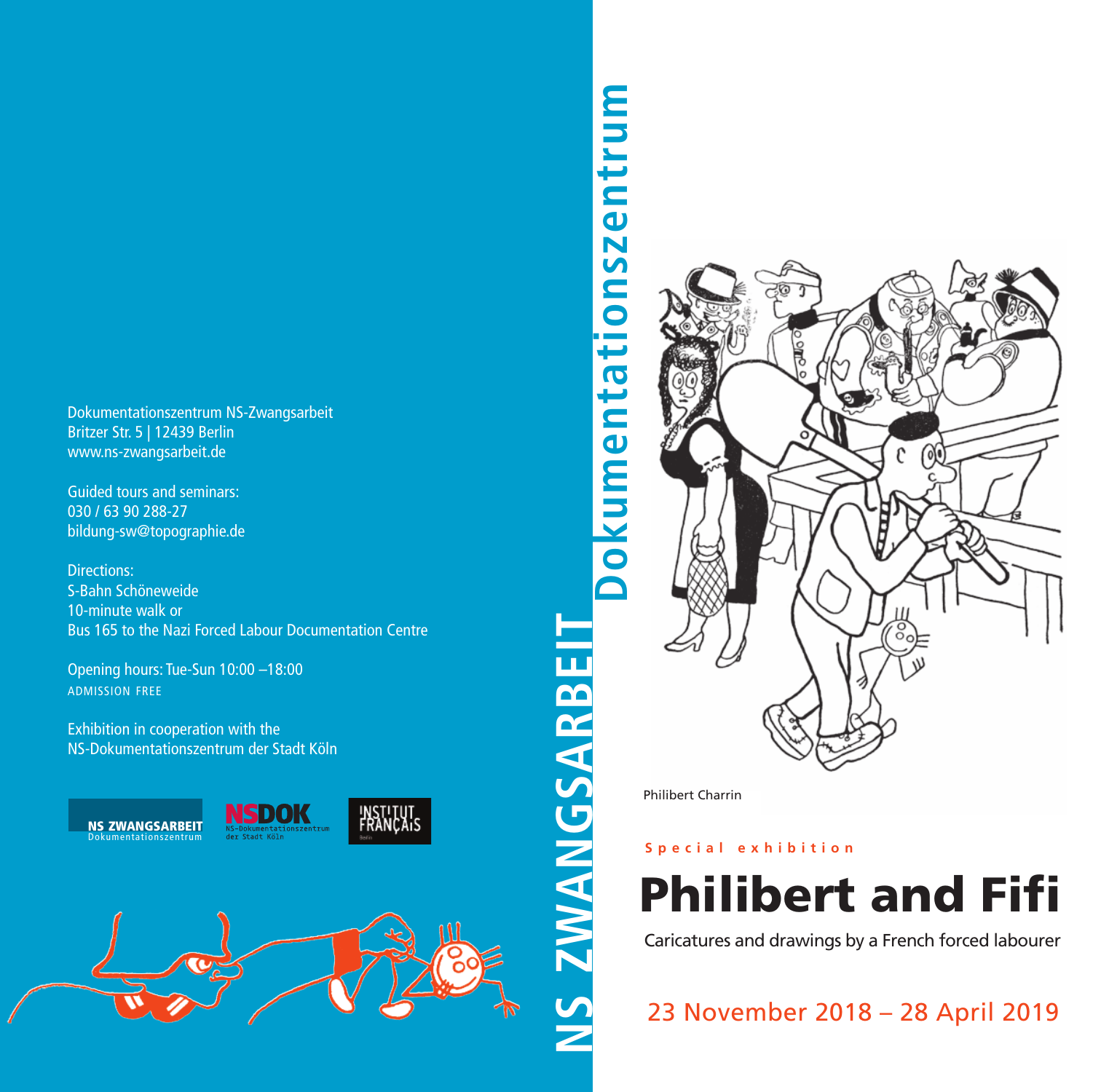Dokumentationszentrum NS-Zwangsarbeit
Britzer Str. 5 | 12439 Berlin
www.ns-zwangsarbeit.de

Guided tours and seminars:
030 / 63 90 288-27
bildung-sw@topographie.de

Directions:
S-Bahn Schöneweide
10-minute walk or
Bus 165 to the Nazi Forced Labour Documentation Centre

Opening hours: Tue-Sun 10:00 –18:00
ADMISSION FREE

Exhibition in cooperation with the
NS-Dokumentationszentrum der Stadt Köln

NS ZWANGSARBEIT Dokumentationszentrum

NSDOK NS-Dokumentationszentrum der Stadt Köln

INSTITUT FRANÇAIS

**NS ZWANGSARBEIT Dokumentationszentrum**

Philibert Charrin

Special exhibition

# Philibert and Fifi

Caricatures and drawings by a French forced labourer

23 November 2018 – 28 April 2019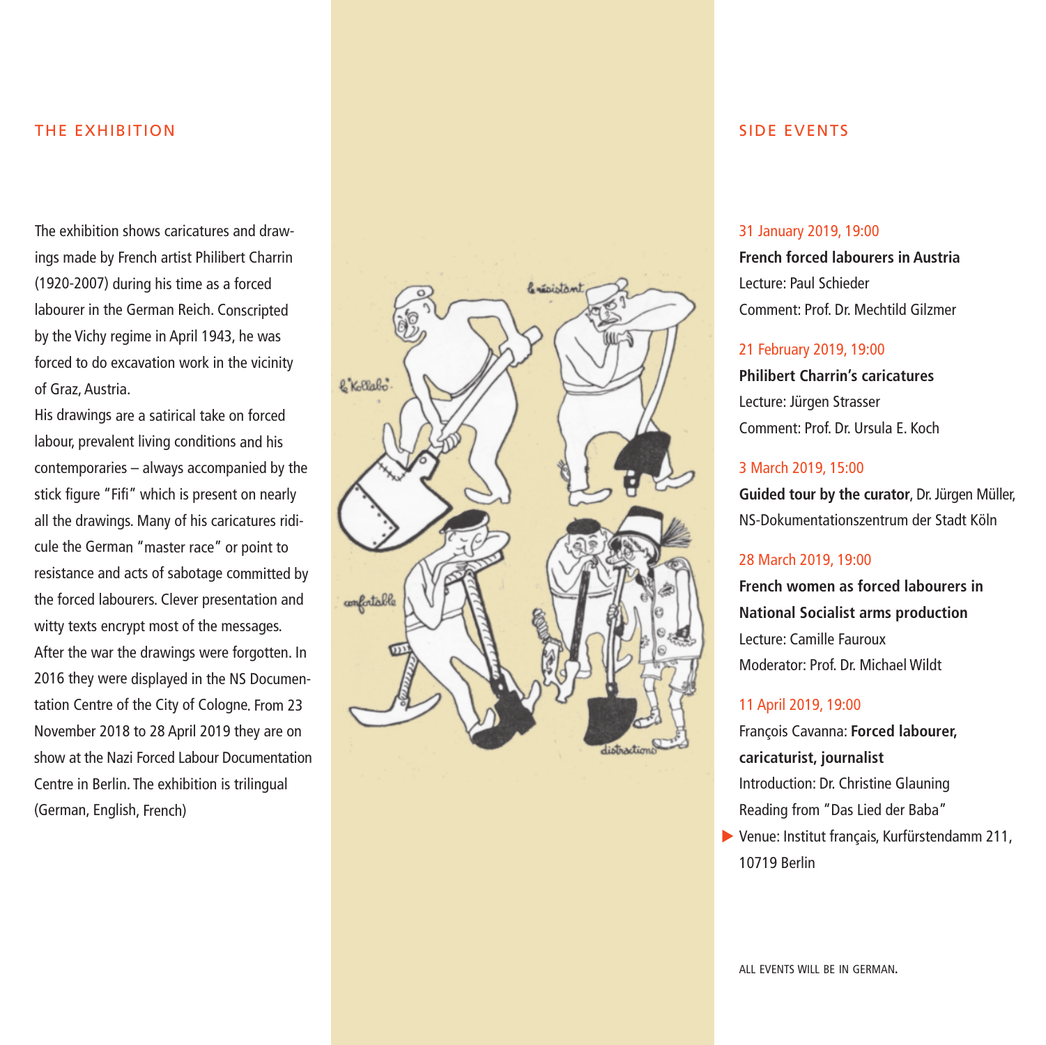## THE EXHIBITION

The exhibition shows caricatures and drawings made by French artist Philibert Charrin (1920-2007) during his time as a forced labourer in the German Reich. Conscripted by the Vichy regime in April 1943, he was forced to do excavation work in the vicinity of Graz, Austria.

His drawings are a satirical take on forced labour, prevalent living conditions and his contemporaries – always accompanied by the stick figure "Fifi" which is present on nearly all the drawings. Many of his caricatures ridicule the German "master race" or point to resistance and acts of sabotage committed by the forced labourers. Clever presentation and witty texts encrypt most of the messages.

After the war the drawings were forgotten. In 2016 they were displayed in the NS Documentation Centre of the City of Cologne. From 23 November 2018 to 28 April 2019 they are on show at the Nazi Forced Labour Documentation Centre in Berlin. The exhibition is trilingual (German, English, French)

## SIDE EVENTS

31 January 2019, 19:00

**French forced labourers in Austria**
Lecture: Paul Schieder
Comment: Prof. Dr. Mechtild Gilzmer

21 February 2019, 19:00

**Philibert Charrin's caricatures**
Lecture: Jürgen Strasser
Comment: Prof. Dr. Ursula E. Koch

3 March 2019, 15:00

**Guided tour by the curator**, Dr. Jürgen Müller, NS-Dokumentationszentrum der Stadt Köln

28 March 2019, 19:00

**French women as forced labourers in National Socialist arms production**
Lecture: Camille Fauroux
Moderator: Prof. Dr. Michael Wildt

11 April 2019, 19:00

François Cavanna: **Forced labourer, caricaturist, journalist**
Introduction: Dr. Christine Glauning
Reading from "Das Lied der Baba"

▶ Venue: Institut français, Kurfürstendamm 211, 10719 Berlin

ALL EVENTS WILL BE IN GERMAN.